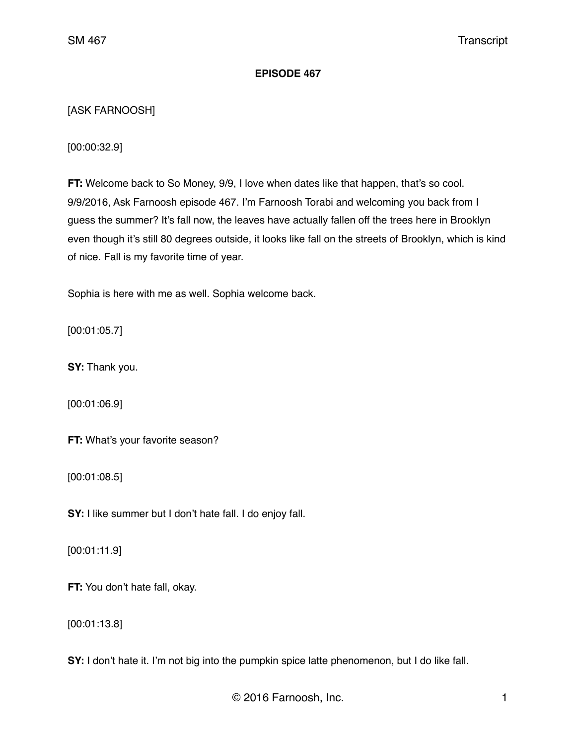**EPISODE 467**

[ASK FARNOOSH]

[00:00:32.9]

**FT:** Welcome back to So Money, 9/9, I love when dates like that happen, that's so cool. 9/9/2016, Ask Farnoosh episode 467. I'm Farnoosh Torabi and welcoming you back from I guess the summer? It's fall now, the leaves have actually fallen off the trees here in Brooklyn even though it's still 80 degrees outside, it looks like fall on the streets of Brooklyn, which is kind of nice. Fall is my favorite time of year.

Sophia is here with me as well. Sophia welcome back.

[00:01:05.7]

**SY:** Thank you.

[00:01:06.9]

**FT:** What's your favorite season?

[00:01:08.5]

**SY:** I like summer but I don't hate fall. I do enjoy fall.

[00:01:11.9]

**FT:** You don't hate fall, okay.

[00:01:13.8]

**SY:** I don't hate it. I'm not big into the pumpkin spice latte phenomenon, but I do like fall.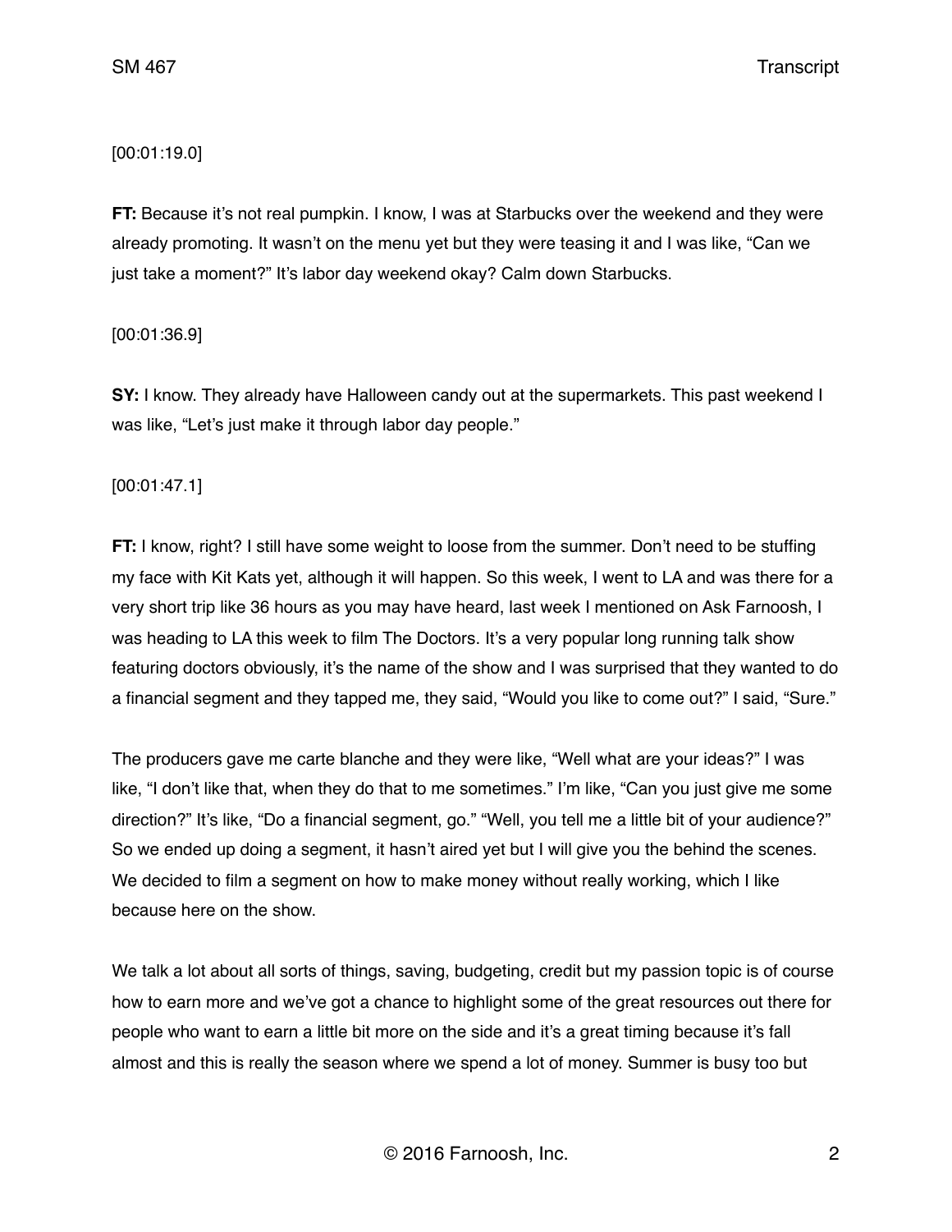[00:01:19.0]

**FT:** Because it's not real pumpkin. I know, I was at Starbucks over the weekend and they were already promoting. It wasn't on the menu yet but they were teasing it and I was like, "Can we just take a moment?" It's labor day weekend okay? Calm down Starbucks.

[00:01:36.9]

**SY:** I know. They already have Halloween candy out at the supermarkets. This past weekend I was like, "Let's just make it through labor day people."

[00:01:47.1]

**FT:** I know, right? I still have some weight to loose from the summer. Don't need to be stuffing my face with Kit Kats yet, although it will happen. So this week, I went to LA and was there for a very short trip like 36 hours as you may have heard, last week I mentioned on Ask Farnoosh, I was heading to LA this week to film The Doctors. It's a very popular long running talk show featuring doctors obviously, it's the name of the show and I was surprised that they wanted to do a financial segment and they tapped me, they said, "Would you like to come out?" I said, "Sure."

The producers gave me carte blanche and they were like, "Well what are your ideas?" I was like, "I don't like that, when they do that to me sometimes." I'm like, "Can you just give me some direction?" It's like, "Do a financial segment, go." "Well, you tell me a little bit of your audience?" So we ended up doing a segment, it hasn't aired yet but I will give you the behind the scenes. We decided to film a segment on how to make money without really working, which I like because here on the show.

We talk a lot about all sorts of things, saving, budgeting, credit but my passion topic is of course how to earn more and we've got a chance to highlight some of the great resources out there for people who want to earn a little bit more on the side and it's a great timing because it's fall almost and this is really the season where we spend a lot of money. Summer is busy too but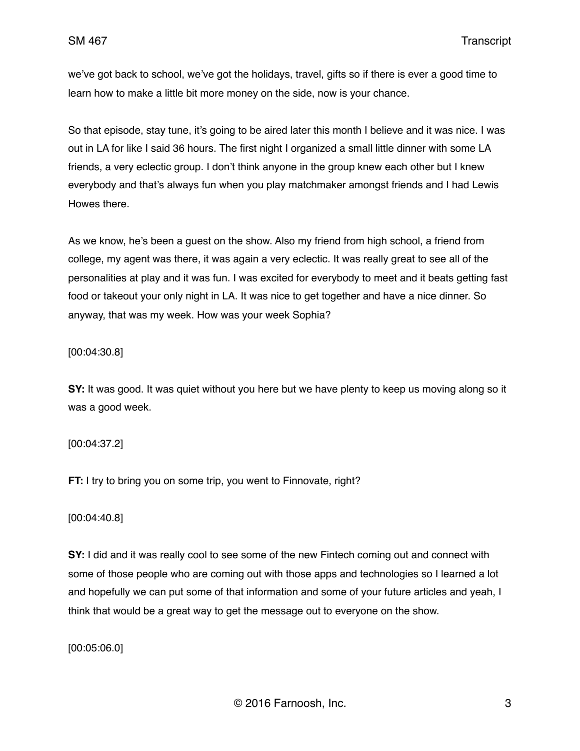we've got back to school, we've got the holidays, travel, gifts so if there is ever a good time to learn how to make a little bit more money on the side, now is your chance.

So that episode, stay tune, it's going to be aired later this month I believe and it was nice. I was out in LA for like I said 36 hours. The first night I organized a small little dinner with some LA friends, a very eclectic group. I don't think anyone in the group knew each other but I knew everybody and that's always fun when you play matchmaker amongst friends and I had Lewis Howes there.

As we know, he's been a guest on the show. Also my friend from high school, a friend from college, my agent was there, it was again a very eclectic. It was really great to see all of the personalities at play and it was fun. I was excited for everybody to meet and it beats getting fast food or takeout your only night in LA. It was nice to get together and have a nice dinner. So anyway, that was my week. How was your week Sophia?

[00:04:30.8]

**SY:** It was good. It was quiet without you here but we have plenty to keep us moving along so it was a good week.

[00:04:37.2]

**FT:** I try to bring you on some trip, you went to Finnovate, right?

[00:04:40.8]

**SY:** I did and it was really cool to see some of the new Fintech coming out and connect with some of those people who are coming out with those apps and technologies so I learned a lot and hopefully we can put some of that information and some of your future articles and yeah, I think that would be a great way to get the message out to everyone on the show.

[00:05:06.0]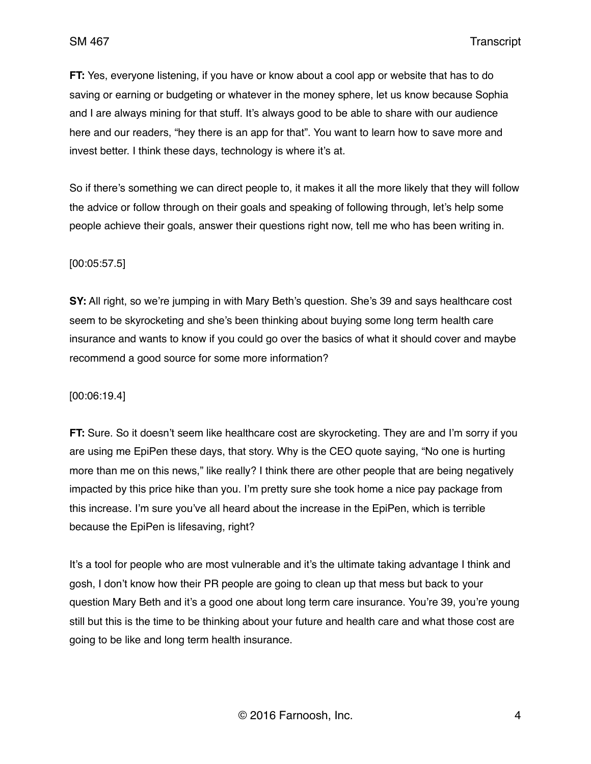**FT:** Yes, everyone listening, if you have or know about a cool app or website that has to do saving or earning or budgeting or whatever in the money sphere, let us know because Sophia and I are always mining for that stuff. It's always good to be able to share with our audience here and our readers, "hey there is an app for that". You want to learn how to save more and invest better. I think these days, technology is where it's at.

So if there's something we can direct people to, it makes it all the more likely that they will follow the advice or follow through on their goals and speaking of following through, let's help some people achieve their goals, answer their questions right now, tell me who has been writing in.

[00:05:57.5]

**SY:** All right, so we're jumping in with Mary Beth's question. She's 39 and says healthcare cost seem to be skyrocketing and she's been thinking about buying some long term health care insurance and wants to know if you could go over the basics of what it should cover and maybe recommend a good source for some more information?

[00:06:19.4]

**FT:** Sure. So it doesn't seem like healthcare cost are skyrocketing. They are and I'm sorry if you are using me EpiPen these days, that story. Why is the CEO quote saying, "No one is hurting more than me on this news," like really? I think there are other people that are being negatively impacted by this price hike than you. I'm pretty sure she took home a nice pay package from this increase. I'm sure you've all heard about the increase in the EpiPen, which is terrible because the EpiPen is lifesaving, right?

It's a tool for people who are most vulnerable and it's the ultimate taking advantage I think and gosh, I don't know how their PR people are going to clean up that mess but back to your question Mary Beth and it's a good one about long term care insurance. You're 39, you're young still but this is the time to be thinking about your future and health care and what those cost are going to be like and long term health insurance.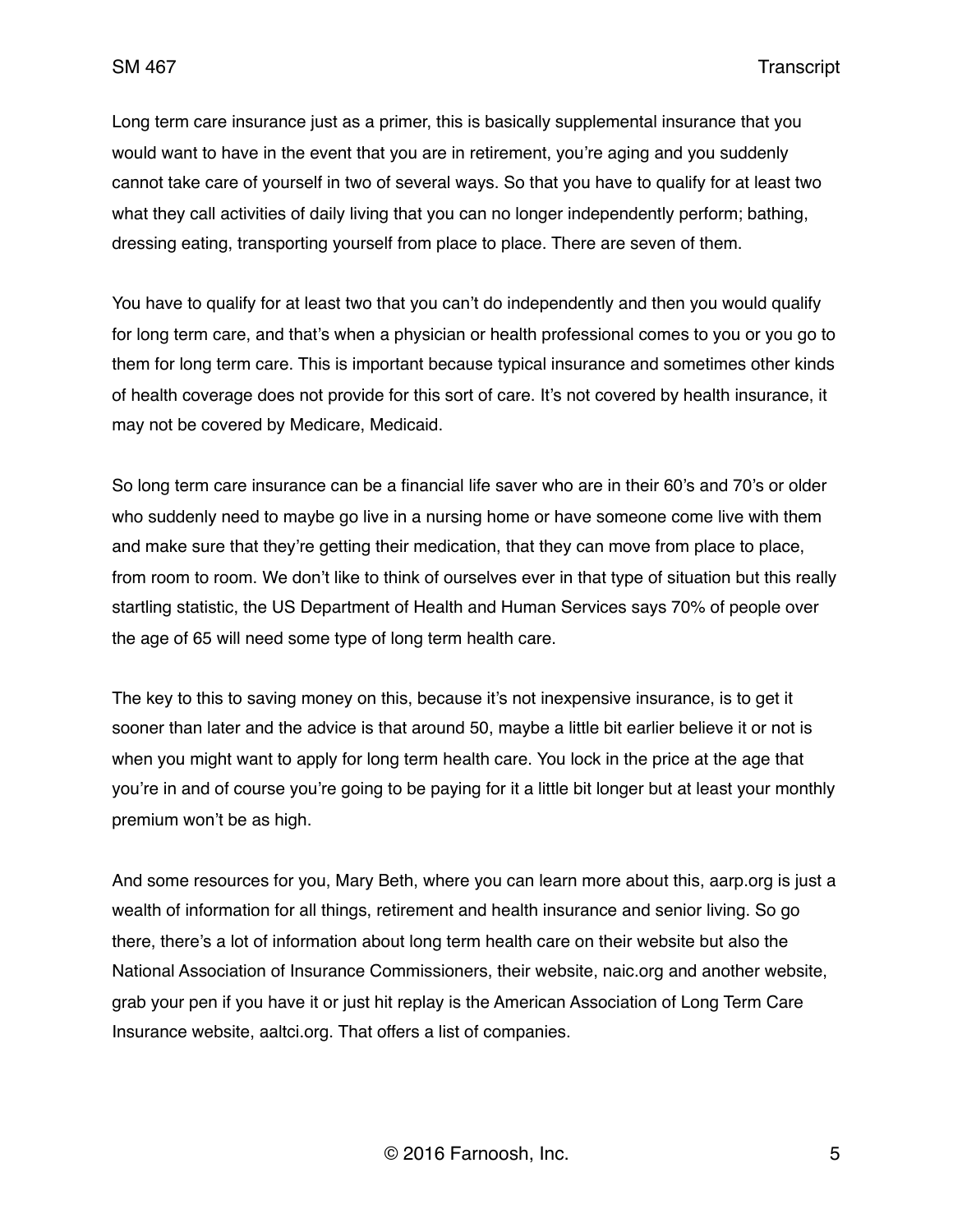Long term care insurance just as a primer, this is basically supplemental insurance that you would want to have in the event that you are in retirement, you're aging and you suddenly cannot take care of yourself in two of several ways. So that you have to qualify for at least two what they call activities of daily living that you can no longer independently perform; bathing, dressing eating, transporting yourself from place to place. There are seven of them.

You have to qualify for at least two that you can't do independently and then you would qualify for long term care, and that's when a physician or health professional comes to you or you go to them for long term care. This is important because typical insurance and sometimes other kinds of health coverage does not provide for this sort of care. It's not covered by health insurance, it may not be covered by Medicare, Medicaid.

So long term care insurance can be a financial life saver who are in their 60's and 70's or older who suddenly need to maybe go live in a nursing home or have someone come live with them and make sure that they're getting their medication, that they can move from place to place, from room to room. We don't like to think of ourselves ever in that type of situation but this really startling statistic, the US Department of Health and Human Services says 70% of people over the age of 65 will need some type of long term health care.

The key to this to saving money on this, because it's not inexpensive insurance, is to get it sooner than later and the advice is that around 50, maybe a little bit earlier believe it or not is when you might want to apply for long term health care. You lock in the price at the age that you're in and of course you're going to be paying for it a little bit longer but at least your monthly premium won't be as high.

And some resources for you, Mary Beth, where you can learn more about this, aarp.org is just a wealth of information for all things, retirement and health insurance and senior living. So go there, there's a lot of information about long term health care on their website but also the National Association of Insurance Commissioners, their website, naic.org and another website, grab your pen if you have it or just hit replay is the American Association of Long Term Care Insurance website, aaltci.org. That offers a list of companies.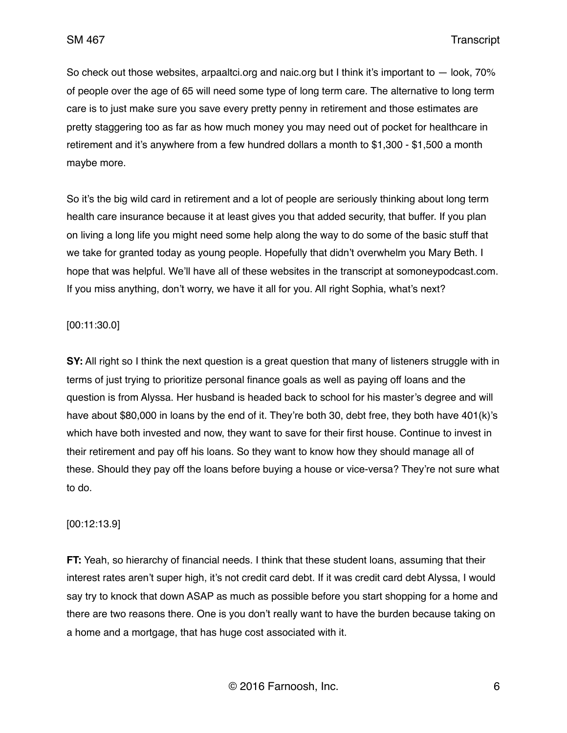So check out those websites, arpaaltci.org and naic.org but I think it's important to — look, 70% of people over the age of 65 will need some type of long term care. The alternative to long term care is to just make sure you save every pretty penny in retirement and those estimates are pretty staggering too as far as how much money you may need out of pocket for healthcare in retirement and it's anywhere from a few hundred dollars a month to $1,300 - $1,500 a month maybe more.

So it's the big wild card in retirement and a lot of people are seriously thinking about long term health care insurance because it at least gives you that added security, that buffer. If you plan on living a long life you might need some help along the way to do some of the basic stuff that we take for granted today as young people. Hopefully that didn't overwhelm you Mary Beth. I hope that was helpful. We'll have all of these websites in the transcript at somoneypodcast.com. If you miss anything, don't worry, we have it all for you. All right Sophia, what's next?

[00:11:30.0]

**SY:** All right so I think the next question is a great question that many of listeners struggle with in terms of just trying to prioritize personal finance goals as well as paying off loans and the question is from Alyssa. Her husband is headed back to school for his master's degree and will have about $80,000 in loans by the end of it. They're both 30, debt free, they both have 401(k)'s which have both invested and now, they want to save for their first house. Continue to invest in their retirement and pay off his loans. So they want to know how they should manage all of these. Should they pay off the loans before buying a house or vice-versa? They're not sure what to do.

[00:12:13.9]

**FT:** Yeah, so hierarchy of financial needs. I think that these student loans, assuming that their interest rates aren't super high, it's not credit card debt. If it was credit card debt Alyssa, I would say try to knock that down ASAP as much as possible before you start shopping for a home and there are two reasons there. One is you don't really want to have the burden because taking on a home and a mortgage, that has huge cost associated with it.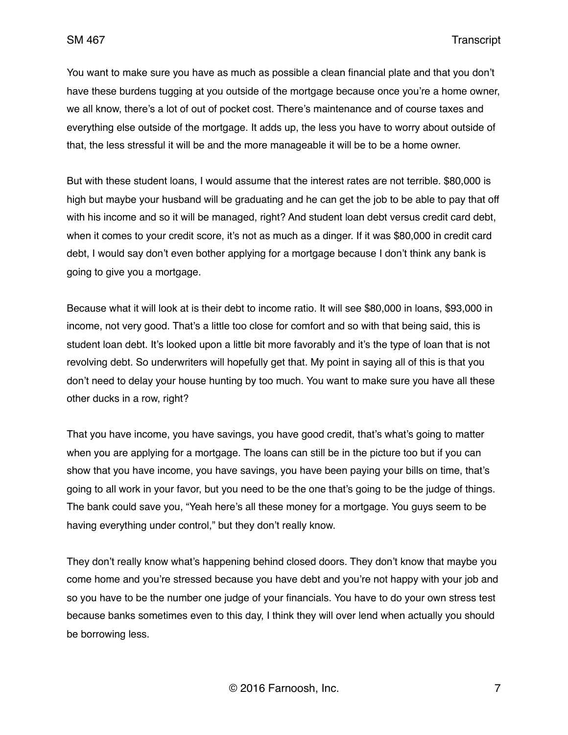You want to make sure you have as much as possible a clean financial plate and that you don't have these burdens tugging at you outside of the mortgage because once you're a home owner, we all know, there's a lot of out of pocket cost. There's maintenance and of course taxes and everything else outside of the mortgage. It adds up, the less you have to worry about outside of that, the less stressful it will be and the more manageable it will be to be a home owner.

But with these student loans, I would assume that the interest rates are not terrible. $80,000 is high but maybe your husband will be graduating and he can get the job to be able to pay that off with his income and so it will be managed, right? And student loan debt versus credit card debt, when it comes to your credit score, it's not as much as a dinger. If it was $80,000 in credit card debt, I would say don't even bother applying for a mortgage because I don't think any bank is going to give you a mortgage.

Because what it will look at is their debt to income ratio. It will see $80,000 in loans, $93,000 in income, not very good. That's a little too close for comfort and so with that being said, this is student loan debt. It's looked upon a little bit more favorably and it's the type of loan that is not revolving debt. So underwriters will hopefully get that. My point in saying all of this is that you don't need to delay your house hunting by too much. You want to make sure you have all these other ducks in a row, right?

That you have income, you have savings, you have good credit, that's what's going to matter when you are applying for a mortgage. The loans can still be in the picture too but if you can show that you have income, you have savings, you have been paying your bills on time, that's going to all work in your favor, but you need to be the one that's going to be the judge of things. The bank could save you, "Yeah here's all these money for a mortgage. You guys seem to be having everything under control," but they don't really know.

They don't really know what's happening behind closed doors. They don't know that maybe you come home and you're stressed because you have debt and you're not happy with your job and so you have to be the number one judge of your financials. You have to do your own stress test because banks sometimes even to this day, I think they will over lend when actually you should be borrowing less.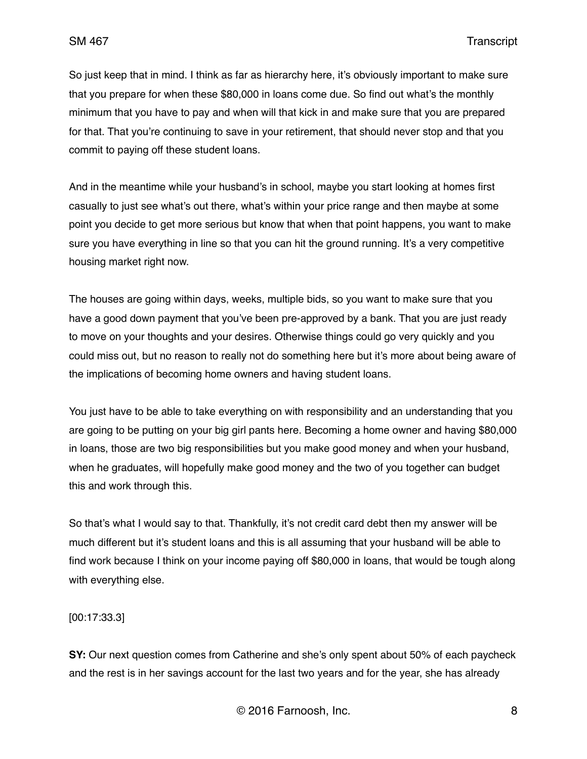So just keep that in mind. I think as far as hierarchy here, it's obviously important to make sure that you prepare for when these $80,000 in loans come due. So find out what's the monthly minimum that you have to pay and when will that kick in and make sure that you are prepared for that. That you're continuing to save in your retirement, that should never stop and that you commit to paying off these student loans.

And in the meantime while your husband's in school, maybe you start looking at homes first casually to just see what's out there, what's within your price range and then maybe at some point you decide to get more serious but know that when that point happens, you want to make sure you have everything in line so that you can hit the ground running. It's a very competitive housing market right now.

The houses are going within days, weeks, multiple bids, so you want to make sure that you have a good down payment that you've been pre-approved by a bank. That you are just ready to move on your thoughts and your desires. Otherwise things could go very quickly and you could miss out, but no reason to really not do something here but it's more about being aware of the implications of becoming home owners and having student loans.

You just have to be able to take everything on with responsibility and an understanding that you are going to be putting on your big girl pants here. Becoming a home owner and having $80,000 in loans, those are two big responsibilities but you make good money and when your husband, when he graduates, will hopefully make good money and the two of you together can budget this and work through this.

So that's what I would say to that. Thankfully, it's not credit card debt then my answer will be much different but it's student loans and this is all assuming that your husband will be able to find work because I think on your income paying off $80,000 in loans, that would be tough along with everything else.

[00:17:33.3]

**SY:** Our next question comes from Catherine and she's only spent about 50% of each paycheck and the rest is in her savings account for the last two years and for the year, she has already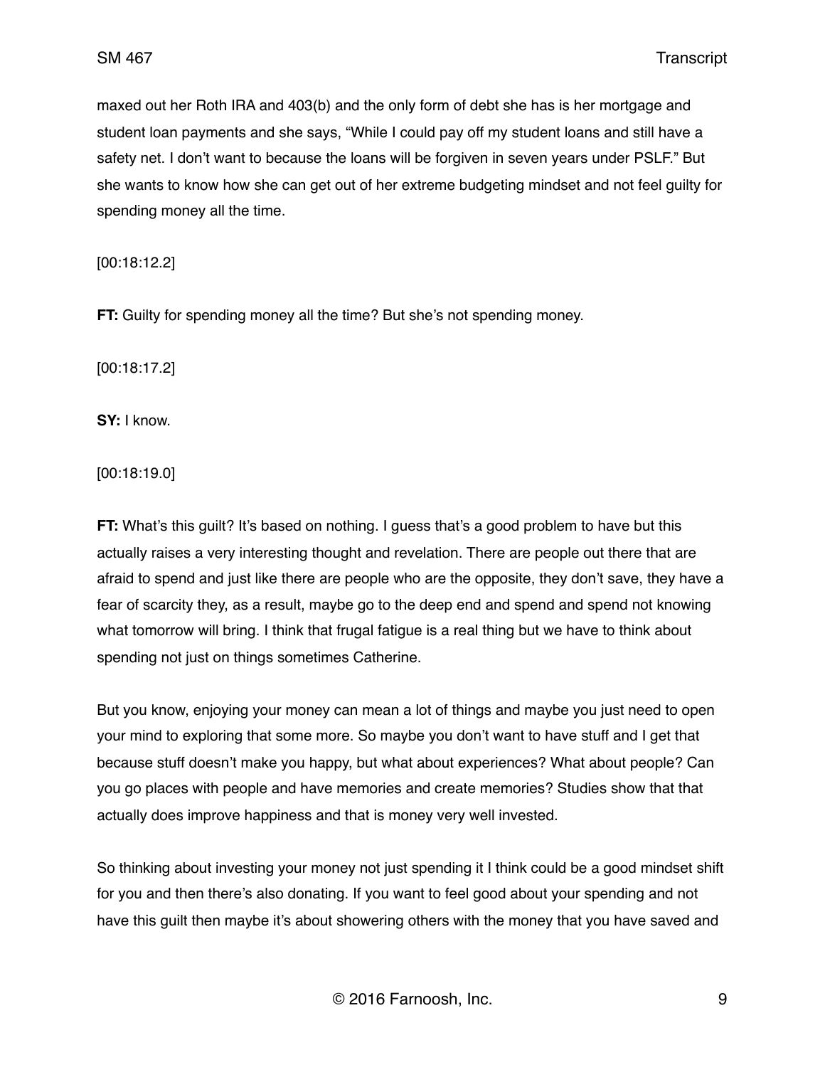maxed out her Roth IRA and 403(b) and the only form of debt she has is her mortgage and student loan payments and she says, "While I could pay off my student loans and still have a safety net. I don't want to because the loans will be forgiven in seven years under PSLF." But she wants to know how she can get out of her extreme budgeting mindset and not feel guilty for spending money all the time.

[00:18:12.2]

**FT:** Guilty for spending money all the time? But she's not spending money.

[00:18:17.2]

**SY:** I know.

[00:18:19.0]

**FT:** What's this guilt? It's based on nothing. I guess that's a good problem to have but this actually raises a very interesting thought and revelation. There are people out there that are afraid to spend and just like there are people who are the opposite, they don't save, they have a fear of scarcity they, as a result, maybe go to the deep end and spend and spend not knowing what tomorrow will bring. I think that frugal fatigue is a real thing but we have to think about spending not just on things sometimes Catherine.

But you know, enjoying your money can mean a lot of things and maybe you just need to open your mind to exploring that some more. So maybe you don't want to have stuff and I get that because stuff doesn't make you happy, but what about experiences? What about people? Can you go places with people and have memories and create memories? Studies show that that actually does improve happiness and that is money very well invested.

So thinking about investing your money not just spending it I think could be a good mindset shift for you and then there's also donating. If you want to feel good about your spending and not have this guilt then maybe it's about showering others with the money that you have saved and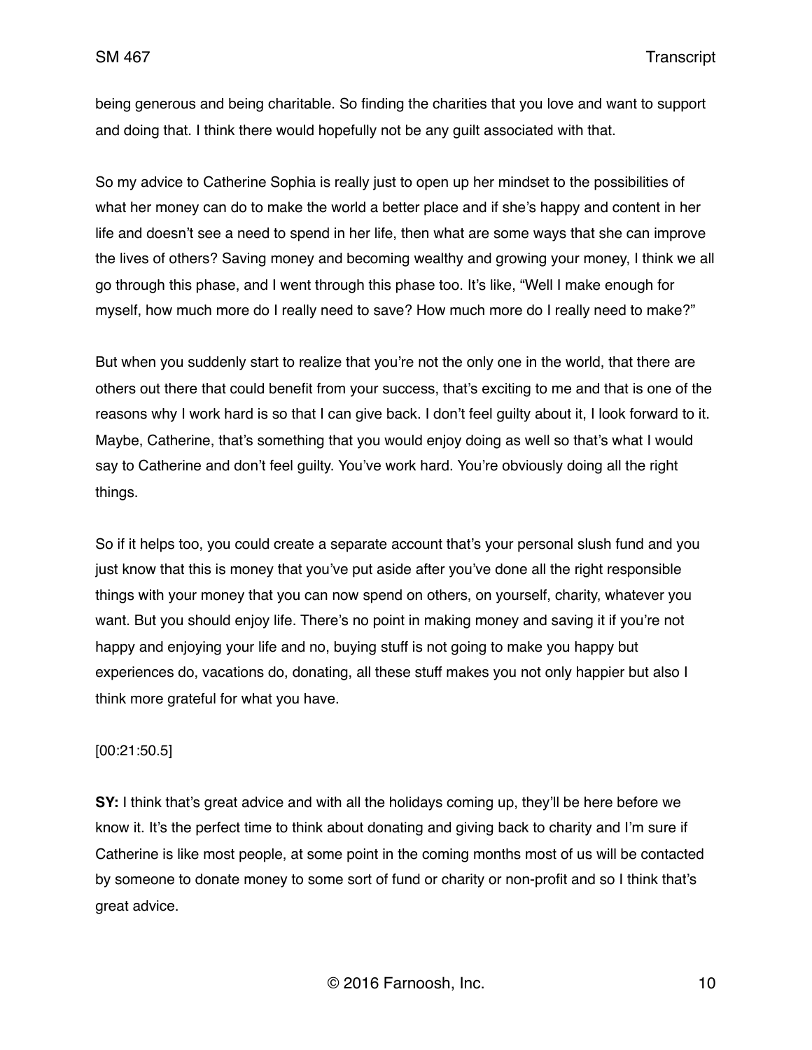being generous and being charitable. So finding the charities that you love and want to support and doing that. I think there would hopefully not be any guilt associated with that.

So my advice to Catherine Sophia is really just to open up her mindset to the possibilities of what her money can do to make the world a better place and if she's happy and content in her life and doesn't see a need to spend in her life, then what are some ways that she can improve the lives of others? Saving money and becoming wealthy and growing your money, I think we all go through this phase, and I went through this phase too. It's like, "Well I make enough for myself, how much more do I really need to save? How much more do I really need to make?"

But when you suddenly start to realize that you're not the only one in the world, that there are others out there that could benefit from your success, that's exciting to me and that is one of the reasons why I work hard is so that I can give back. I don't feel guilty about it, I look forward to it. Maybe, Catherine, that's something that you would enjoy doing as well so that's what I would say to Catherine and don't feel guilty. You've work hard. You're obviously doing all the right things.

So if it helps too, you could create a separate account that's your personal slush fund and you just know that this is money that you've put aside after you've done all the right responsible things with your money that you can now spend on others, on yourself, charity, whatever you want. But you should enjoy life. There's no point in making money and saving it if you're not happy and enjoying your life and no, buying stuff is not going to make you happy but experiences do, vacations do, donating, all these stuff makes you not only happier but also I think more grateful for what you have.

[00:21:50.5]

**SY:** I think that's great advice and with all the holidays coming up, they'll be here before we know it. It's the perfect time to think about donating and giving back to charity and I'm sure if Catherine is like most people, at some point in the coming months most of us will be contacted by someone to donate money to some sort of fund or charity or non-profit and so I think that's great advice.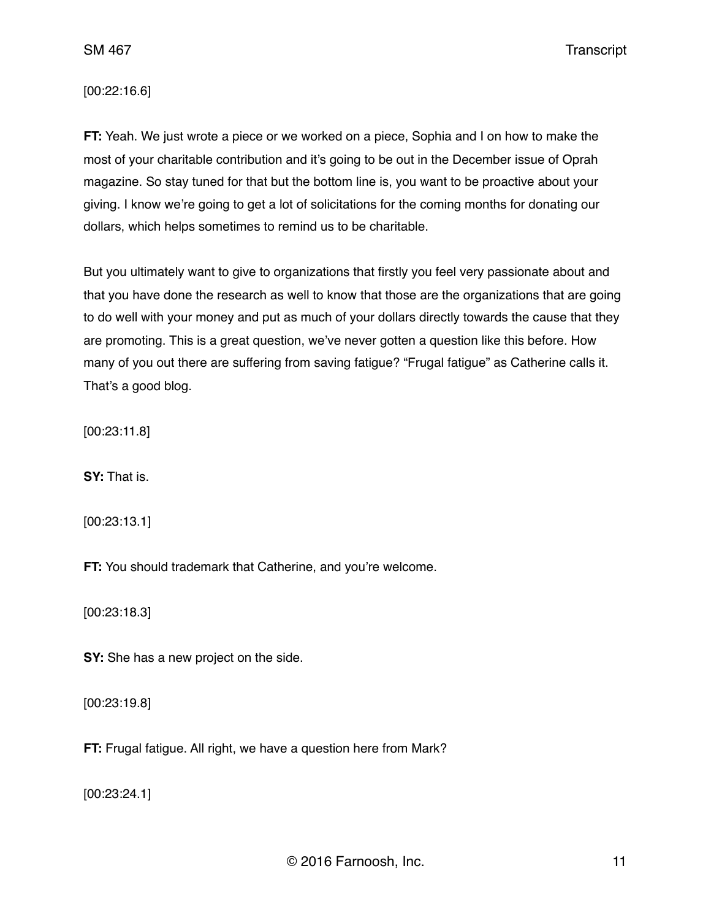[00:22:16.6]

**FT:** Yeah. We just wrote a piece or we worked on a piece, Sophia and I on how to make the most of your charitable contribution and it's going to be out in the December issue of Oprah magazine. So stay tuned for that but the bottom line is, you want to be proactive about your giving. I know we're going to get a lot of solicitations for the coming months for donating our dollars, which helps sometimes to remind us to be charitable.

But you ultimately want to give to organizations that firstly you feel very passionate about and that you have done the research as well to know that those are the organizations that are going to do well with your money and put as much of your dollars directly towards the cause that they are promoting. This is a great question, we've never gotten a question like this before. How many of you out there are suffering from saving fatigue? "Frugal fatigue" as Catherine calls it. That's a good blog.

[00:23:11.8]

**SY:** That is.

[00:23:13.1]

**FT:** You should trademark that Catherine, and you're welcome.

[00:23:18.3]

**SY:** She has a new project on the side.

[00:23:19.8]

**FT:** Frugal fatigue. All right, we have a question here from Mark?

[00:23:24.1]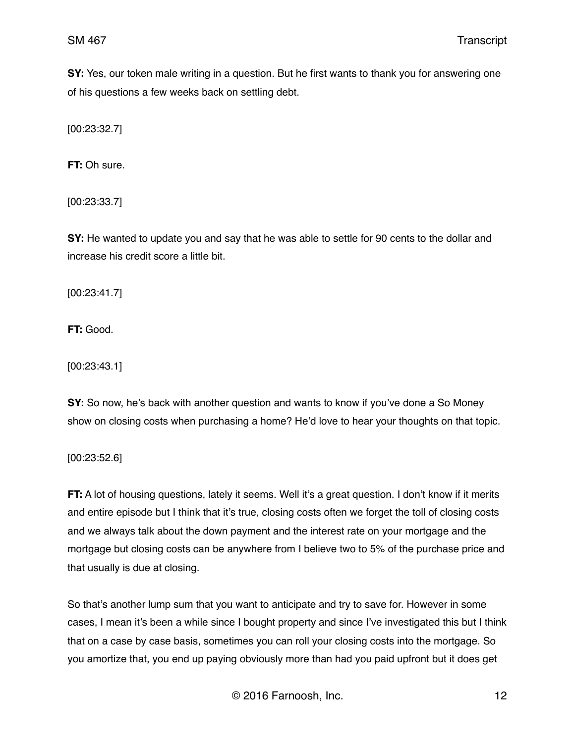**SY:** Yes, our token male writing in a question. But he first wants to thank you for answering one of his questions a few weeks back on settling debt.

[00:23:32.7]

**FT:** Oh sure.

[00:23:33.7]

**SY:** He wanted to update you and say that he was able to settle for 90 cents to the dollar and increase his credit score a little bit.

[00:23:41.7]

**FT:** Good.

[00:23:43.1]

**SY:** So now, he's back with another question and wants to know if you've done a So Money show on closing costs when purchasing a home? He'd love to hear your thoughts on that topic.

[00:23:52.6]

**FT:** A lot of housing questions, lately it seems. Well it's a great question. I don't know if it merits and entire episode but I think that it's true, closing costs often we forget the toll of closing costs and we always talk about the down payment and the interest rate on your mortgage and the mortgage but closing costs can be anywhere from I believe two to 5% of the purchase price and that usually is due at closing.

So that's another lump sum that you want to anticipate and try to save for. However in some cases, I mean it's been a while since I bought property and since I've investigated this but I think that on a case by case basis, sometimes you can roll your closing costs into the mortgage. So you amortize that, you end up paying obviously more than had you paid upfront but it does get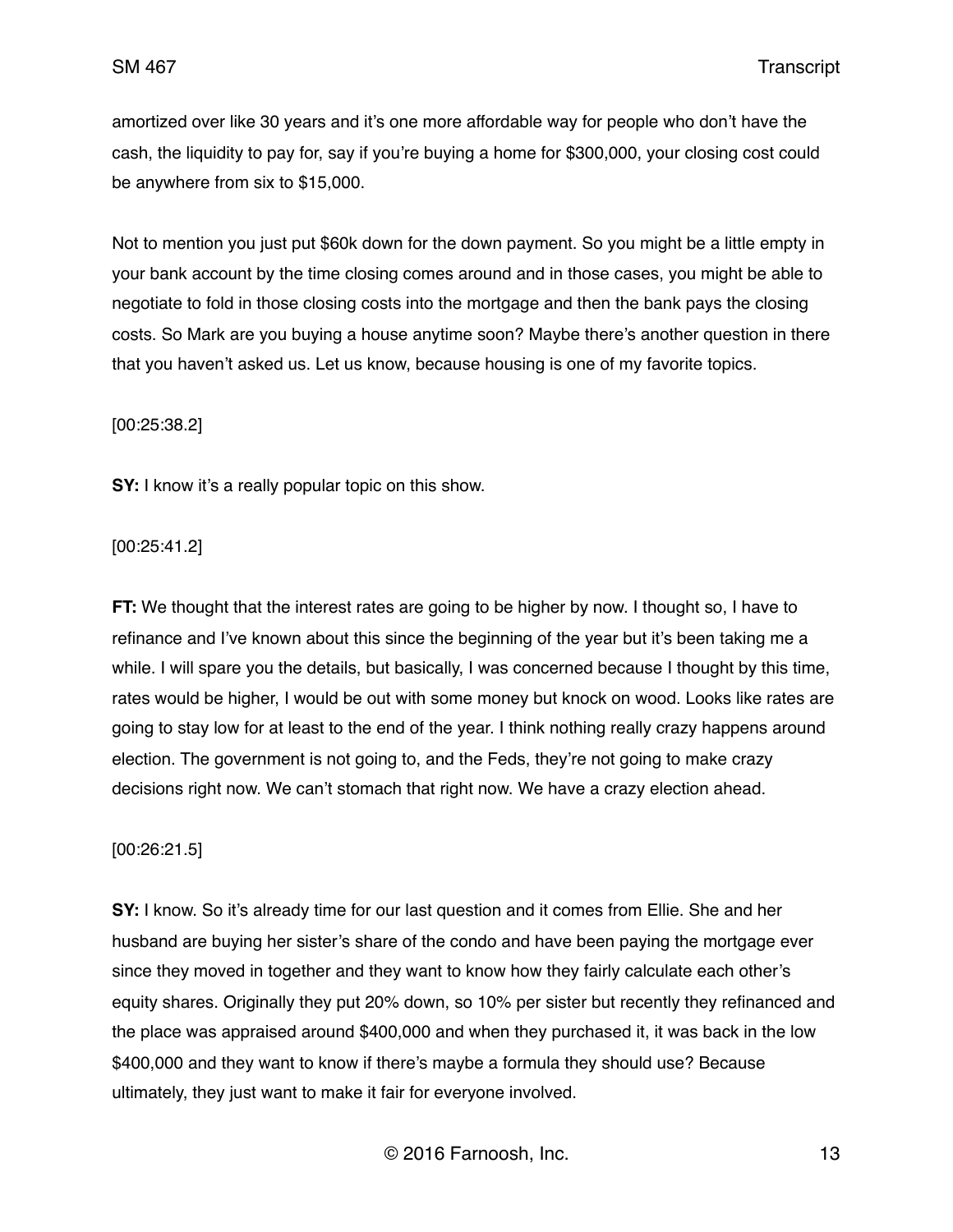amortized over like 30 years and it's one more affordable way for people who don't have the cash, the liquidity to pay for, say if you're buying a home for $300,000, your closing cost could be anywhere from six to $15,000.

Not to mention you just put $60k down for the down payment. So you might be a little empty in your bank account by the time closing comes around and in those cases, you might be able to negotiate to fold in those closing costs into the mortgage and then the bank pays the closing costs. So Mark are you buying a house anytime soon? Maybe there's another question in there that you haven't asked us. Let us know, because housing is one of my favorite topics.

[00:25:38.2]

**SY:** I know it's a really popular topic on this show.

[00:25:41.2]

**FT:** We thought that the interest rates are going to be higher by now. I thought so, I have to refinance and I've known about this since the beginning of the year but it's been taking me a while. I will spare you the details, but basically, I was concerned because I thought by this time, rates would be higher, I would be out with some money but knock on wood. Looks like rates are going to stay low for at least to the end of the year. I think nothing really crazy happens around election. The government is not going to, and the Feds, they're not going to make crazy decisions right now. We can't stomach that right now. We have a crazy election ahead.

[00:26:21.5]

**SY:** I know. So it's already time for our last question and it comes from Ellie. She and her husband are buying her sister's share of the condo and have been paying the mortgage ever since they moved in together and they want to know how they fairly calculate each other's equity shares. Originally they put 20% down, so 10% per sister but recently they refinanced and the place was appraised around $400,000 and when they purchased it, it was back in the low $400,000 and they want to know if there's maybe a formula they should use? Because ultimately, they just want to make it fair for everyone involved.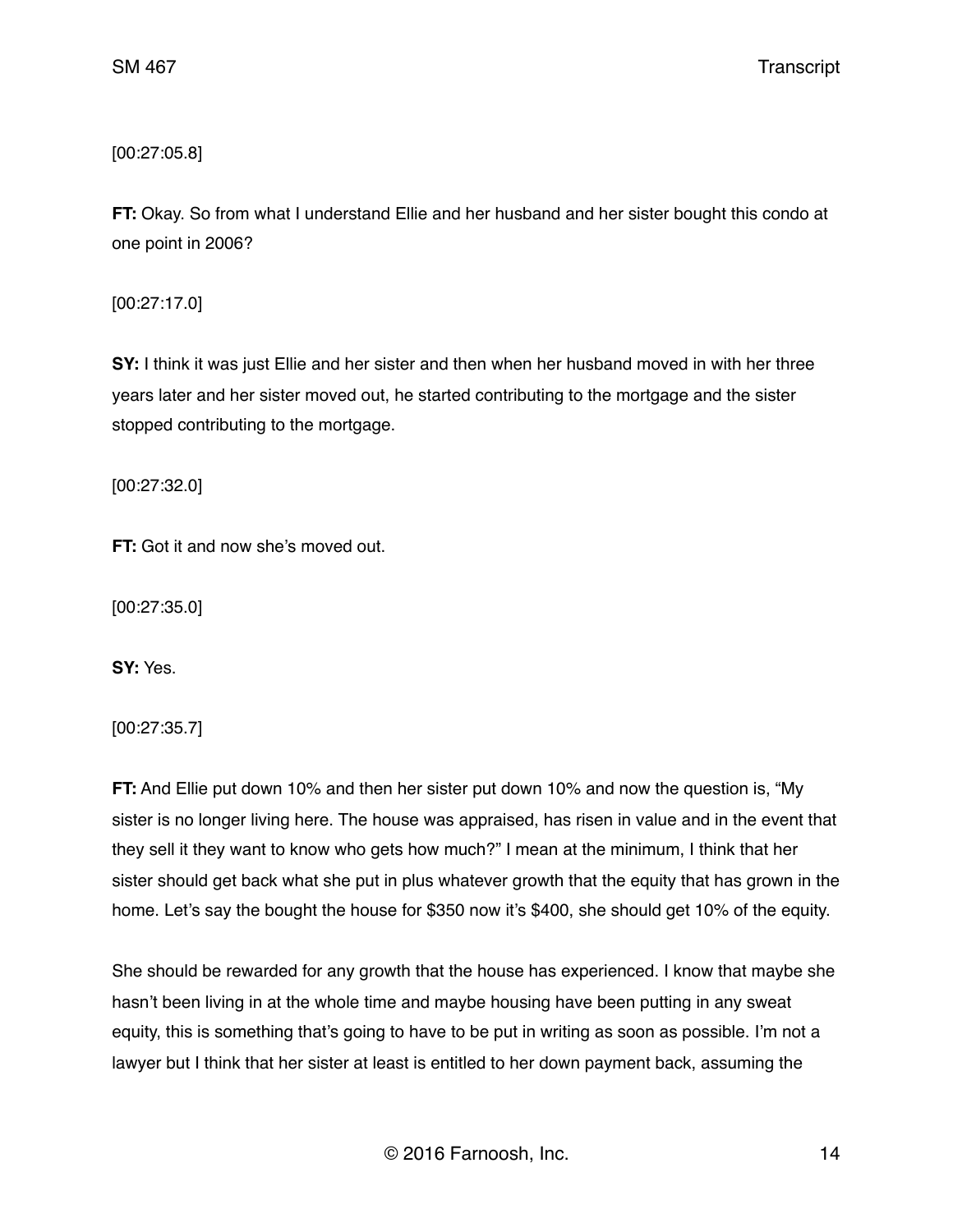[00:27:05.8]

**FT:** Okay. So from what I understand Ellie and her husband and her sister bought this condo at one point in 2006?

[00:27:17.0]

**SY:** I think it was just Ellie and her sister and then when her husband moved in with her three years later and her sister moved out, he started contributing to the mortgage and the sister stopped contributing to the mortgage.

[00:27:32.0]

**FT:** Got it and now she's moved out.

[00:27:35.0]

**SY:** Yes.

[00:27:35.7]

**FT:** And Ellie put down 10% and then her sister put down 10% and now the question is, "My sister is no longer living here. The house was appraised, has risen in value and in the event that they sell it they want to know who gets how much?" I mean at the minimum, I think that her sister should get back what she put in plus whatever growth that the equity that has grown in the home. Let's say the bought the house for $350 now it's $400, she should get 10% of the equity.

She should be rewarded for any growth that the house has experienced. I know that maybe she hasn't been living in at the whole time and maybe housing have been putting in any sweat equity, this is something that's going to have to be put in writing as soon as possible. I'm not a lawyer but I think that her sister at least is entitled to her down payment back, assuming the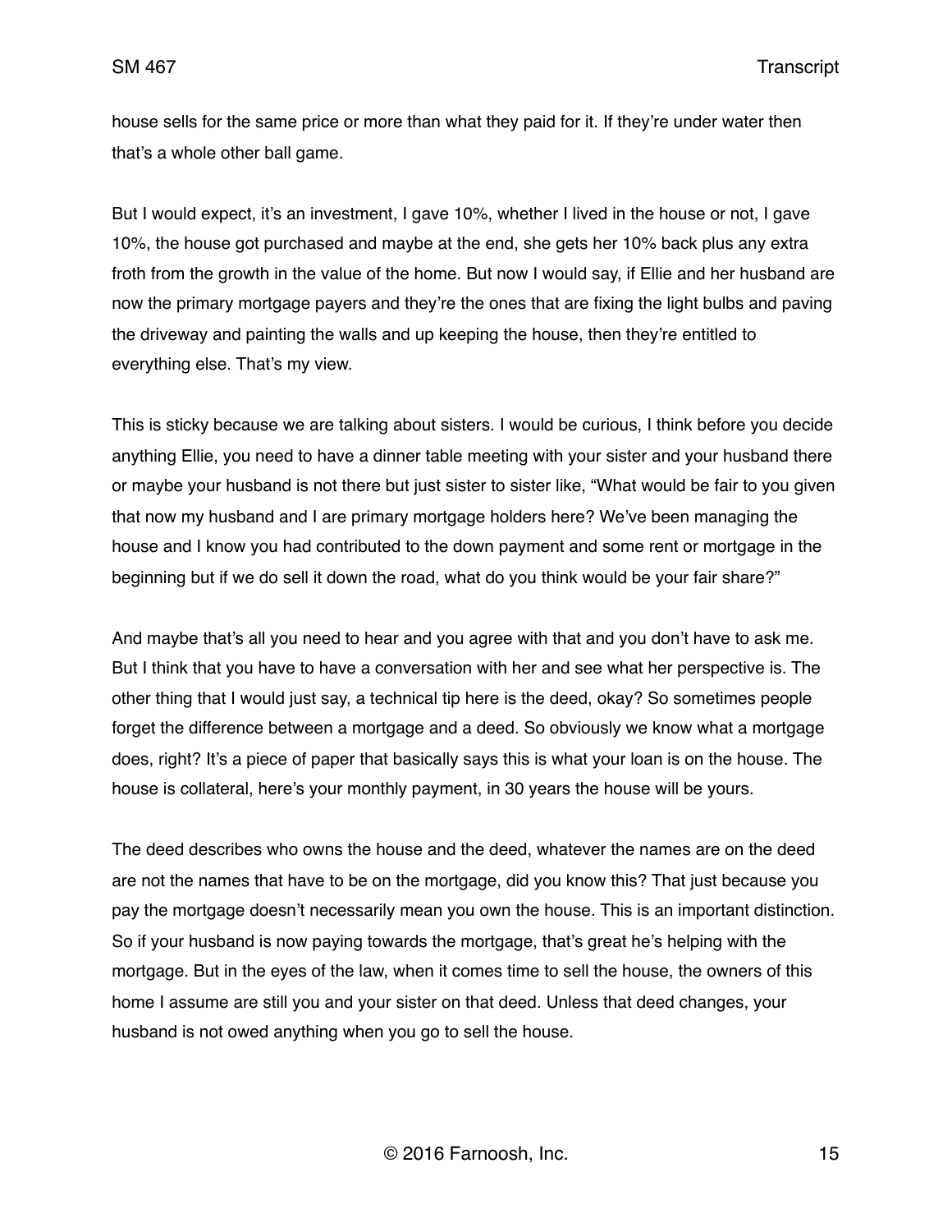house sells for the same price or more than what they paid for it. If they're under water then that's a whole other ball game.

But I would expect, it's an investment, I gave 10%, whether I lived in the house or not, I gave 10%, the house got purchased and maybe at the end, she gets her 10% back plus any extra froth from the growth in the value of the home. But now I would say, if Ellie and her husband are now the primary mortgage payers and they're the ones that are fixing the light bulbs and paving the driveway and painting the walls and up keeping the house, then they're entitled to everything else. That's my view.

This is sticky because we are talking about sisters. I would be curious, I think before you decide anything Ellie, you need to have a dinner table meeting with your sister and your husband there or maybe your husband is not there but just sister to sister like, "What would be fair to you given that now my husband and I are primary mortgage holders here? We've been managing the house and I know you had contributed to the down payment and some rent or mortgage in the beginning but if we do sell it down the road, what do you think would be your fair share?"

And maybe that's all you need to hear and you agree with that and you don't have to ask me. But I think that you have to have a conversation with her and see what her perspective is. The other thing that I would just say, a technical tip here is the deed, okay? So sometimes people forget the difference between a mortgage and a deed. So obviously we know what a mortgage does, right? It's a piece of paper that basically says this is what your loan is on the house. The house is collateral, here's your monthly payment, in 30 years the house will be yours.

The deed describes who owns the house and the deed, whatever the names are on the deed are not the names that have to be on the mortgage, did you know this? That just because you pay the mortgage doesn't necessarily mean you own the house. This is an important distinction. So if your husband is now paying towards the mortgage, that's great he's helping with the mortgage. But in the eyes of the law, when it comes time to sell the house, the owners of this home I assume are still you and your sister on that deed. Unless that deed changes, your husband is not owed anything when you go to sell the house.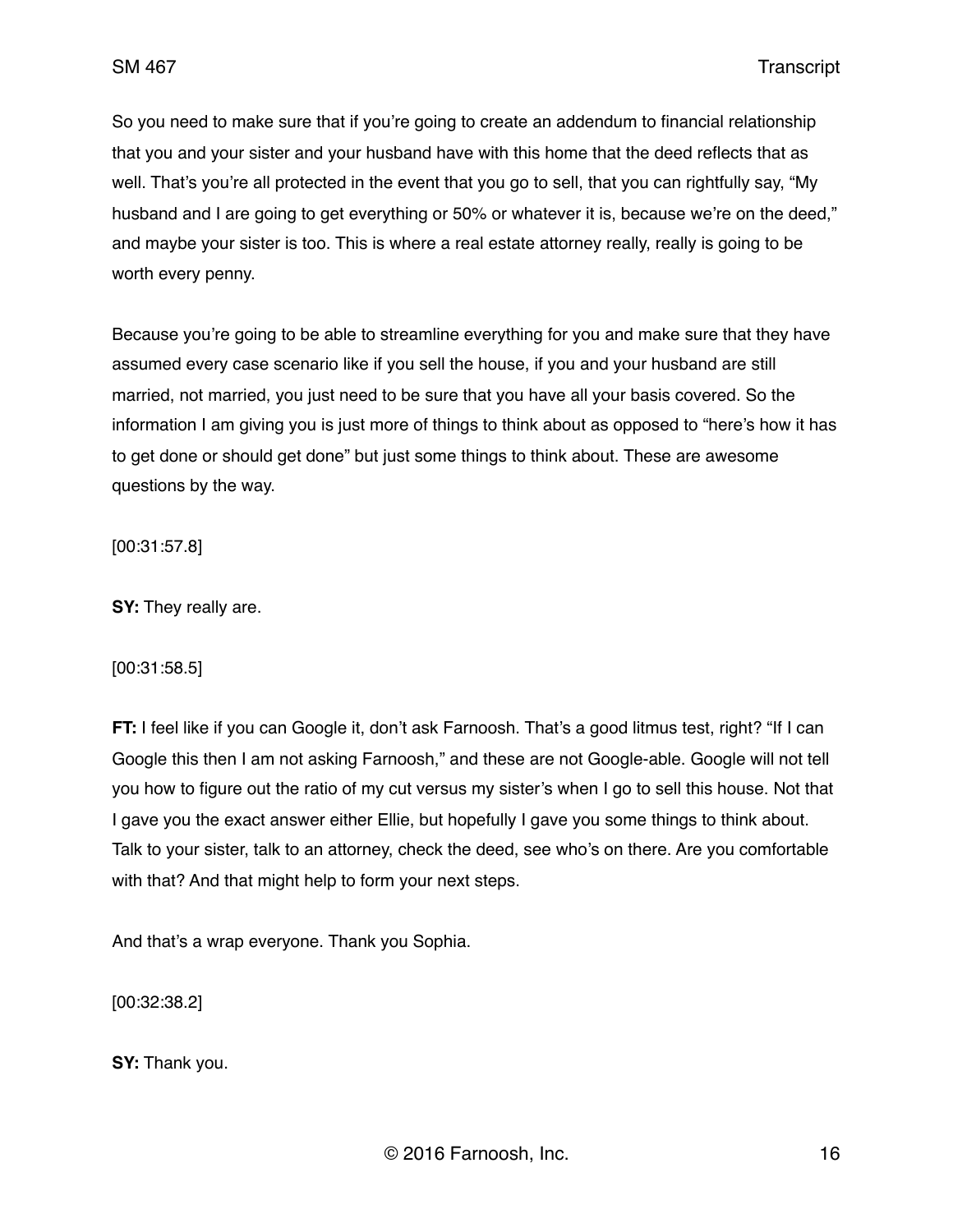So you need to make sure that if you're going to create an addendum to financial relationship that you and your sister and your husband have with this home that the deed reflects that as well. That's you're all protected in the event that you go to sell, that you can rightfully say, "My husband and I are going to get everything or 50% or whatever it is, because we're on the deed," and maybe your sister is too. This is where a real estate attorney really, really is going to be worth every penny.

Because you're going to be able to streamline everything for you and make sure that they have assumed every case scenario like if you sell the house, if you and your husband are still married, not married, you just need to be sure that you have all your basis covered. So the information I am giving you is just more of things to think about as opposed to "here's how it has to get done or should get done" but just some things to think about. These are awesome questions by the way.

[00:31:57.8]

**SY:** They really are.

[00:31:58.5]

**FT:** I feel like if you can Google it, don't ask Farnoosh. That's a good litmus test, right? "If I can Google this then I am not asking Farnoosh," and these are not Google-able. Google will not tell you how to figure out the ratio of my cut versus my sister's when I go to sell this house. Not that I gave you the exact answer either Ellie, but hopefully I gave you some things to think about. Talk to your sister, talk to an attorney, check the deed, see who's on there. Are you comfortable with that? And that might help to form your next steps.

And that's a wrap everyone. Thank you Sophia.

[00:32:38.2]

**SY:** Thank you.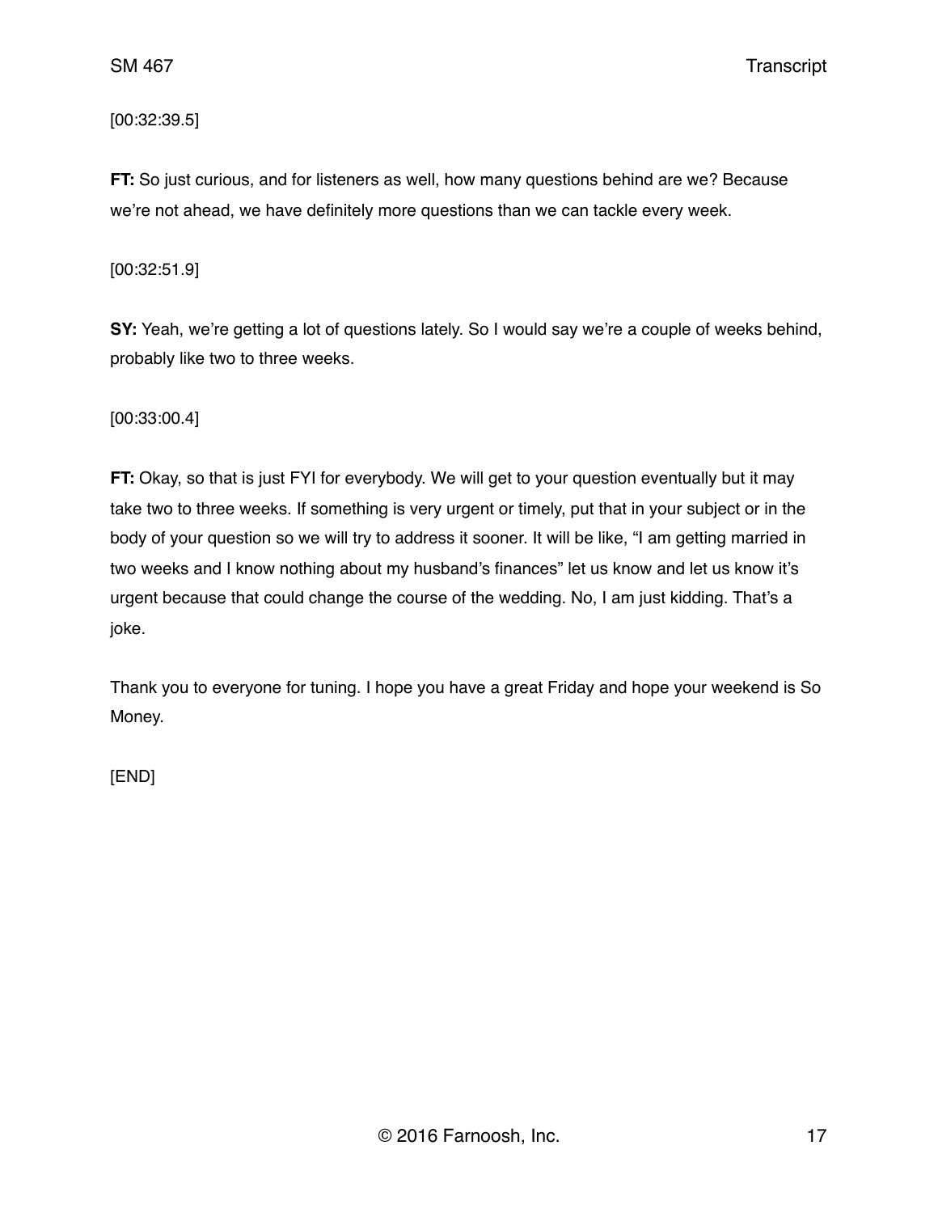[00:32:39.5]

**FT:** So just curious, and for listeners as well, how many questions behind are we? Because we're not ahead, we have definitely more questions than we can tackle every week.

[00:32:51.9]

**SY:** Yeah, we're getting a lot of questions lately. So I would say we're a couple of weeks behind, probably like two to three weeks.

[00:33:00.4]

**FT:** Okay, so that is just FYI for everybody. We will get to your question eventually but it may take two to three weeks. If something is very urgent or timely, put that in your subject or in the body of your question so we will try to address it sooner. It will be like, "I am getting married in two weeks and I know nothing about my husband's finances" let us know and let us know it's urgent because that could change the course of the wedding. No, I am just kidding. That's a joke.

Thank you to everyone for tuning. I hope you have a great Friday and hope your weekend is So Money.

[END]